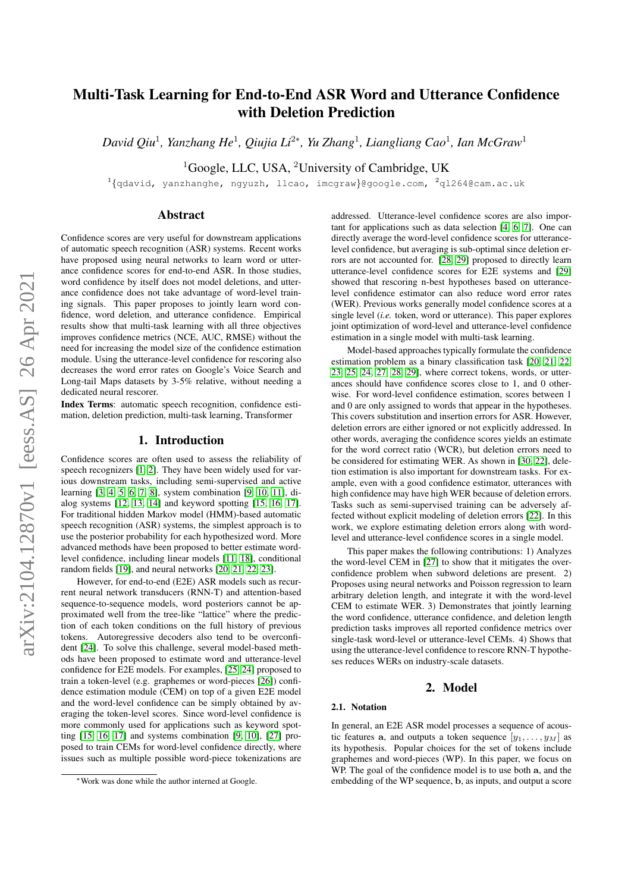# Multi-Task Learning for End-to-End ASR Word and Utterance Confidence with Deletion Prediction

*David Qiu*[1], *Yanzhang He*[1], *Qiujia Li*[2*], *Yu Zhang*[1], *Liangliang Cao*[1], *Ian McGraw*[1]

[1]Google, LLC, USA, [2]University of Cambridge, UK

[1]{qdavid, yanzhanghe, ngyuzh, llcao, imcgraw}@google.com, [2]ql264@cam.ac.uk

## Abstract

Confidence scores are very useful for downstream applications of automatic speech recognition (ASR) systems. Recent works have proposed using neural networks to learn word or utterance confidence scores for end-to-end ASR. In those studies, word confidence by itself does not model deletions, and utterance confidence does not take advantage of word-level training signals. This paper proposes to jointly learn word confidence, word deletion, and utterance confidence. Empirical results show that multi-task learning with all three objectives improves confidence metrics (NCE, AUC, RMSE) without the need for increasing the model size of the confidence estimation module. Using the utterance-level confidence for rescoring also decreases the word error rates on Google's Voice Search and Long-tail Maps datasets by 3-5% relative, without needing a dedicated neural rescorer.

**Index Terms**: automatic speech recognition, confidence estimation, deletion prediction, multi-task learning, Transformer

## 1. Introduction

Confidence scores are often used to assess the reliability of speech recognizers [1, 2]. They have been widely used for various downstream tasks, including semi-supervised and active learning [3, 4, 5, 6, 7, 8], system combination [9, 10, 11], dialog systems [12, 13, 14] and keyword spotting [15, 16, 17]. For traditional hidden Markov model (HMM)-based automatic speech recognition (ASR) systems, the simplest approach is to use the posterior probability for each hypothesized word. More advanced methods have been proposed to better estimate word-level confidence, including linear models [11, 18], conditional random fields [19], and neural networks [20, 21, 22, 23].

However, for end-to-end (E2E) ASR models such as recurrent neural network transducers (RNN-T) and attention-based sequence-to-sequence models, word posteriors cannot be approximated well from the tree-like "lattice" where the prediction of each token conditions on the full history of previous tokens. Autoregressive decoders also tend to be overconfident [24]. To solve this challenge, several model-based methods have been proposed to estimate word and utterance-level confidence for E2E models. For examples, [25, 24] proposed to train a token-level (e.g. graphemes or word-pieces [26]) confidence estimation module (CEM) on top of a given E2E model and the word-level confidence can be simply obtained by averaging the token-level scores. Since word-level confidence is more commonly used for applications such as keyword spotting [15, 16, 17] and systems combination [9, 10], [27] proposed to train CEMs for word-level confidence directly, where issues such as multiple possible word-piece tokenizations are addressed. Utterance-level confidence scores are also important for applications such as data selection [4, 6, 7]. One can directly average the word-level confidence scores for utterance-level confidence, but averaging is sub-optimal since deletion errors are not accounted for. [28, 29] proposed to directly learn utterance-level confidence scores for E2E systems and [29] showed that rescoring n-best hypotheses based on utterance-level confidence estimator can also reduce word error rates (WER). Previous works generally model confidence scores at a single level (*i.e.* token, word or utterance). This paper explores joint optimization of word-level and utterance-level confidence estimation in a single model with multi-task learning.

Model-based approaches typically formulate the confidence estimation problem as a binary classification task [20, 21, 22, 23, 25, 24, 27, 28, 29], where correct tokens, words, or utterances should have confidence scores close to 1, and 0 otherwise. For word-level confidence estimation, scores between 1 and 0 are only assigned to words that appear in the hypotheses. This covers substitution and insertion errors for ASR. However, deletion errors are either ignored or not explicitly addressed. In other words, averaging the confidence scores yields an estimate for the word correct ratio (WCR), but deletion errors need to be considered for estimating WER. As shown in [30, 22], deletion estimation is also important for downstream tasks. For example, even with a good confidence estimator, utterances with high confidence may have high WER because of deletion errors. Tasks such as semi-supervised training can be adversely affected without explicit modeling of deletion errors [22]. In this work, we explore estimating deletion errors along with word-level and utterance-level confidence scores in a single model.

This paper makes the following contributions: 1) Analyzes the word-level CEM in [27] to show that it mitigates the overconfidence problem when subword deletions are present. 2) Proposes using neural networks and Poisson regression to learn arbitrary deletion length, and integrate it with the word-level CEM to estimate WER. 3) Demonstrates that jointly learning the word confidence, utterance confidence, and deletion length prediction tasks improves all reported confidence metrics over single-task word-level or utterance-level CEMs. 4) Shows that using the utterance-level confidence to rescore RNN-T hypotheses reduces WERs on industry-scale datasets.

## 2. Model

### 2.1. Notation

In general, an E2E ASR model processes a sequence of acoustic features $\mathbf{a}$, and outputs a token sequence $[y_1, \ldots, y_M]$ as its hypothesis. Popular choices for the set of tokens include graphemes and word-pieces (WP). In this paper, we focus on WP. The goal of the confidence model is to use both $\mathbf{a}$, and the embedding of the WP sequence, $\mathbf{b}$, as inputs, and output a score

*Work was done while the author interned at Google.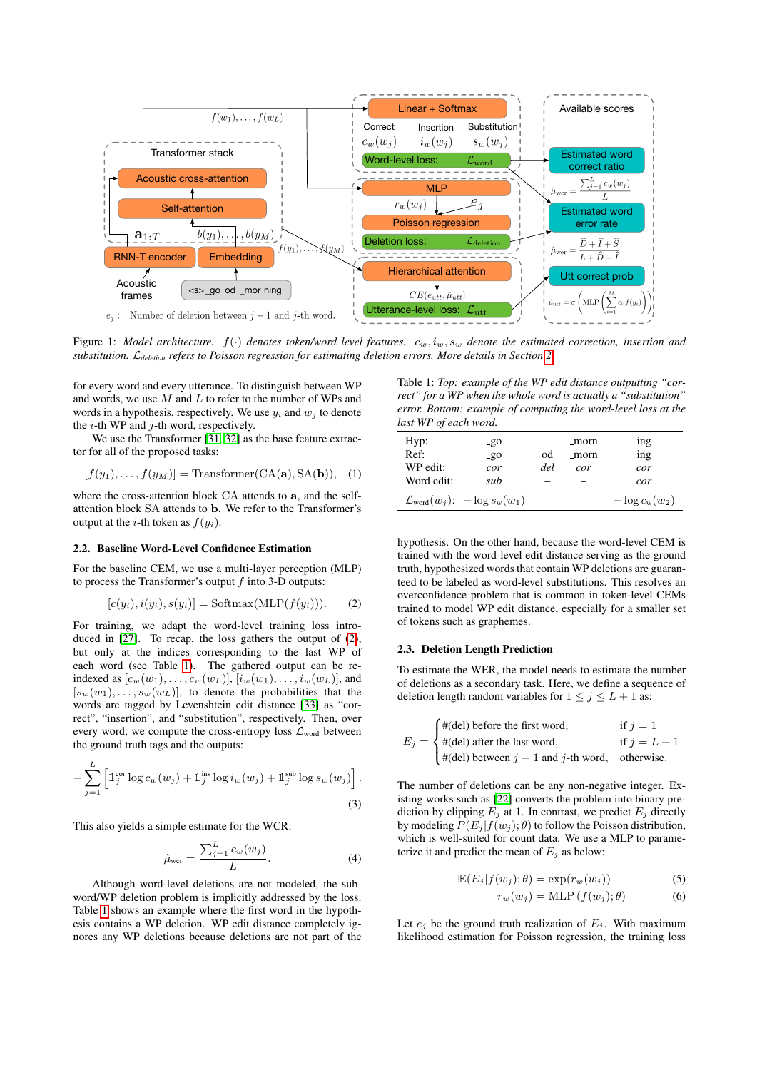Figure 1: *Model architecture. $f(\cdot)$ denotes token/word level features. $c_w, i_w, s_w$ denote the estimated correction, insertion and substitution. $\mathcal{L}_{deletion}$ refers to Poisson regression for estimating deletion errors. More details in Section 2.*

for every word and every utterance. To distinguish between WP and words, we use $M$ and $L$ to refer to the number of WPs and words in a hypothesis, respectively. We use $y_i$ and $w_j$ to denote the $i$-th WP and $j$-th word, respectively.

We use the Transformer [31, 32] as the base feature extractor for all of the proposed tasks:

$$[f(y_1), \ldots, f(y_M)] = \text{Transformer}(\text{CA}(\mathbf{a}), \text{SA}(\mathbf{b})), \quad (1)$$

where the cross-attention block CA attends to $\mathbf{a}$, and the self-attention block SA attends to $\mathbf{b}$. We refer to the Transformer's output at the $i$-th token as $f(y_i)$.

### 2.2. Baseline Word-Level Confidence Estimation

For the baseline CEM, we use a multi-layer perception (MLP) to process the Transformer's output $f$ into 3-D outputs:

$$[c(y_i), i(y_i), s(y_i)] = \text{Softmax}(\text{MLP}(f(y_i))). \quad (2)$$

For training, we adapt the word-level training loss introduced in [27]. To recap, the loss gathers the output of (2), but only at the indices corresponding to the last WP of each word (see Table 1). The gathered output can be re-indexed as $[c_w(w_1), \ldots, c_w(w_L)]$, $[i_w(w_1), \ldots, i_w(w_L)]$, and $[s_w(w_1), \ldots, s_w(w_L)]$, to denote the probabilities that the words are tagged by Levenshtein edit distance [33] as "correct", "insertion", and "substitution", respectively. Then, over every word, we compute the cross-entropy loss $\mathcal{L}_{\text{word}}$ between the ground truth tags and the outputs:

$$-\sum_{j=1}^{L} \left[ \mathbb{1}_j^{\text{cor}} \log c_w(w_j) + \mathbb{1}_j^{\text{ins}} \log i_w(w_j) + \mathbb{1}_j^{\text{sub}} \log s_w(w_j) \right]. \quad (3)$$

This also yields a simple estimate for the WCR:

$$\hat{\mu}_{\text{wcr}} = \frac{\sum_{j=1}^{L} c_w(w_j)}{L}. \quad (4)$$

Although word-level deletions are not modeled, the subword/WP deletion problem is implicitly addressed by the loss. Table 1 shows an example where the first word in the hypothesis contains a WP deletion. WP edit distance completely ignores any WP deletions because deletions are not part of the hypothesis. On the other hand, because the word-level CEM is trained with the word-level edit distance serving as the ground truth, hypothesized words that contain WP deletions are guaranteed to be labeled as word-level substitutions. This resolves an overconfidence problem that is common in token-level CEMs trained to model WP edit distance, especially for a smaller set of tokens such as graphemes.

Table 1: *Top: example of the WP edit distance outputting "correct" for a WP when the whole word is actually a "substitution" error. Bottom: example of computing the word-level loss at the last WP of each word.*

| | | | | |
|---|---|---|---|---|
| Hyp: | _go | | _morn | ing |
| Ref: | _go | od | _morn | ing |
| WP edit: | *cor* | *del* | *cor* | *cor* |
| Word edit: | *sub* | – | – | *cor* |
| $\mathcal{L}_{\text{word}}(w_j)$: | $-\log s_w(w_1)$ | – | – | $-\log c_w(w_2)$ |

### 2.3. Deletion Length Prediction

To estimate the WER, the model needs to estimate the number of deletions as a secondary task. Here, we define a sequence of deletion length random variables for $1 \le j \le L+1$ as:

$$E_j = \begin{cases} \#(\text{del}) \text{ before the first word}, & \text{if } j = 1 \\ \#(\text{del}) \text{ after the last word}, & \text{if } j = L+1 \\ \#(\text{del}) \text{ between } j-1 \text{ and } j\text{-th word}, & \text{otherwise.} \end{cases}$$

The number of deletions can be any non-negative integer. Existing works such as [22] converts the problem into binary prediction by clipping $E_j$ at 1. In contrast, we predict $E_j$ directly by modeling $P(E_j | f(w_j); \theta)$ to follow the Poisson distribution, which is well-suited for count data. We use a MLP to parameterize it and predict the mean of $E_j$ as below:

$$\mathbb{E}(E_j | f(w_j); \theta) = \exp(r_w(w_j)) \quad (5)$$

$$r_w(w_j) = \text{MLP}(f(w_j); \theta) \quad (6)$$

Let $e_j$ be the ground truth realization of $E_j$. With maximum likelihood estimation for Poisson regression, the training loss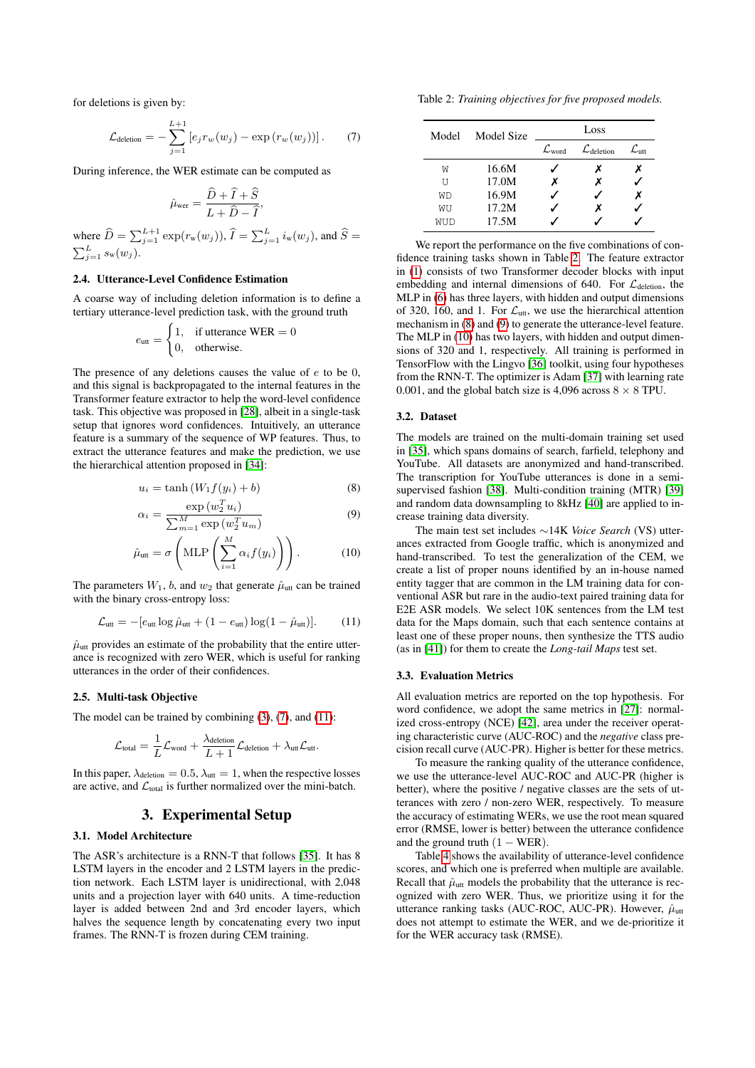for deletions is given by:

$$\mathcal{L}_{\text{deletion}} = -\sum_{j=1}^{L+1} \left[ e_j r_w(w_j) - \exp\left(r_w(w_j)\right) \right]. \quad (7)$$

During inference, the WER estimate can be computed as

$$\hat{\mu}_{\text{wer}} = \frac{\widehat{D} + \widehat{I} + \widehat{S}}{L + \widehat{D} - \widehat{I}},$$

where $\widehat{D} = \sum_{j=1}^{L+1} \exp(r_{\text{w}}(w_j))$, $\widehat{I} = \sum_{j=1}^{L} i_{\text{w}}(w_j)$, and $\widehat{S} = \sum_{j=1}^{L} s_{\text{w}}(w_j)$.

### 2.4. Utterance-Level Confidence Estimation

A coarse way of including deletion information is to define a tertiary utterance-level prediction task, with the ground truth

$$e_{\text{utt}} = \begin{cases} 1, & \text{if utterance WER} = 0 \\ 0, & \text{otherwise.} \end{cases}$$

The presence of any deletions causes the value of $e$ to be 0, and this signal is backpropagated to the internal features in the Transformer feature extractor to help the word-level confidence task. This objective was proposed in [28], albeit in a single-task setup that ignores word confidences. Intuitively, an utterance feature is a summary of the sequence of WP features. Thus, to extract the utterance features and make the prediction, we use the hierarchical attention proposed in [34]:

$$u_i = \tanh\left(W_1 f(y_i) + b\right) \quad (8)$$

$$\alpha_i = \frac{\exp\left(w_2^T u_i\right)}{\sum_{m=1}^{M} \exp\left(w_2^T u_m\right)} \quad (9)$$

$$\hat{\mu}_{\text{utt}} = \sigma\left(\text{MLP}\left(\sum_{i=1}^{M} \alpha_i f(y_i)\right)\right). \quad (10)$$

The parameters $W_1$, $b$, and $w_2$ that generate $\hat{\mu}_{\text{utt}}$ can be trained with the binary cross-entropy loss:

$$\mathcal{L}_{\text{utt}} = -[e_{\text{utt}} \log \hat{\mu}_{\text{utt}} + (1 - e_{\text{utt}}) \log(1 - \hat{\mu}_{\text{utt}})]. \quad (11)$$

$\hat{\mu}_{\text{utt}}$ provides an estimate of the probability that the entire utterance is recognized with zero WER, which is useful for ranking utterances in the order of their confidences.

### 2.5. Multi-task Objective

The model can be trained by combining (3), (7), and (11):

$$\mathcal{L}_{\text{total}} = \frac{1}{L}\mathcal{L}_{\text{word}} + \frac{\lambda_{\text{deletion}}}{L+1}\mathcal{L}_{\text{deletion}} + \lambda_{\text{utt}}\mathcal{L}_{\text{utt}}.$$

In this paper, $\lambda_{\text{deletion}} = 0.5$, $\lambda_{\text{utt}} = 1$, when the respective losses are active, and $\mathcal{L}_{\text{total}}$ is further normalized over the mini-batch.

## 3. Experimental Setup

### 3.1. Model Architecture

The ASR's architecture is a RNN-T that follows [35]. It has 8 LSTM layers in the encoder and 2 LSTM layers in the prediction network. Each LSTM layer is unidirectional, with 2,048 units and a projection layer with 640 units. A time-reduction layer is added between 2nd and 3rd encoder layers, which halves the sequence length by concatenating every two input frames. The RNN-T is frozen during CEM training.

Table 2: *Training objectives for five proposed models.*

| Model | Model Size | Loss | | |
|---|---|---|---|---|
| | | $\mathcal{L}_{\text{word}}$ | $\mathcal{L}_{\text{deletion}}$ | $\mathcal{L}_{\text{utt}}$ |
| W | 16.6M | ✓ | ✗ | ✗ |
| U | 17.0M | ✗ | ✗ | ✓ |
| WD | 16.9M | ✓ | ✓ | ✗ |
| WU | 17.2M | ✓ | ✗ | ✓ |
| WUD | 17.5M | ✓ | ✓ | ✓ |

We report the performance on the five combinations of confidence training tasks shown in Table 2. The feature extractor in (1) consists of two Transformer decoder blocks with input embedding and internal dimensions of 640. For $\mathcal{L}_{\text{deletion}}$, the MLP in (6) has three layers, with hidden and output dimensions of 320, 160, and 1. For $\mathcal{L}_{\text{utt}}$, we use the hierarchical attention mechanism in (8) and (9) to generate the utterance-level feature. The MLP in (10) has two layers, with hidden and output dimensions of 320 and 1, respectively. All training is performed in TensorFlow with the Lingvo [36] toolkit, using four hypotheses from the RNN-T. The optimizer is Adam [37] with learning rate 0.001, and the global batch size is 4,096 across 8 × 8 TPU.

### 3.2. Dataset

The models are trained on the multi-domain training set used in [35], which spans domains of search, farfield, telephony and YouTube. All datasets are anonymized and hand-transcribed. The transcription for YouTube utterances is done in a semi-supervised fashion [38]. Multi-condition training (MTR) [39] and random data downsampling to 8kHz [40] are applied to increase training data diversity.

The main test set includes ∼14K *Voice Search* (VS) utterances extracted from Google traffic, which is anonymized and hand-transcribed. To test the generalization of the CEM, we create a list of proper nouns identified by an in-house named entity tagger that are common in the LM training data for conventional ASR but rare in the audio-text paired training data for E2E ASR models. We select 10K sentences from the LM test data for the Maps domain, such that each sentence contains at least one of these proper nouns, then synthesize the TTS audio (as in [41]) for them to create the *Long-tail Maps* test set.

### 3.3. Evaluation Metrics

All evaluation metrics are reported on the top hypothesis. For word confidence, we adopt the same metrics in [27]: normalized cross-entropy (NCE) [42], area under the receiver operating characteristic curve (AUC-ROC) and the *negative* class precision recall curve (AUC-PR). Higher is better for these metrics.

To measure the ranking quality of the utterance confidence, we use the utterance-level AUC-ROC and AUC-PR (higher is better), where the positive / negative classes are the sets of utterances with zero / non-zero WER, respectively. To measure the accuracy of estimating WERs, we use the root mean squared error (RMSE, lower is better) between the utterance confidence and the ground truth (1 − WER).

Table 4 shows the availability of utterance-level confidence scores, and which one is preferred when multiple are available. Recall that $\hat{\mu}_{\text{utt}}$ models the probability that the utterance is recognized with zero WER. Thus, we prioritize using it for the utterance ranking tasks (AUC-ROC, AUC-PR). However, $\hat{\mu}_{\text{utt}}$ does not attempt to estimate the WER, and we de-prioritize it for the WER accuracy task (RMSE).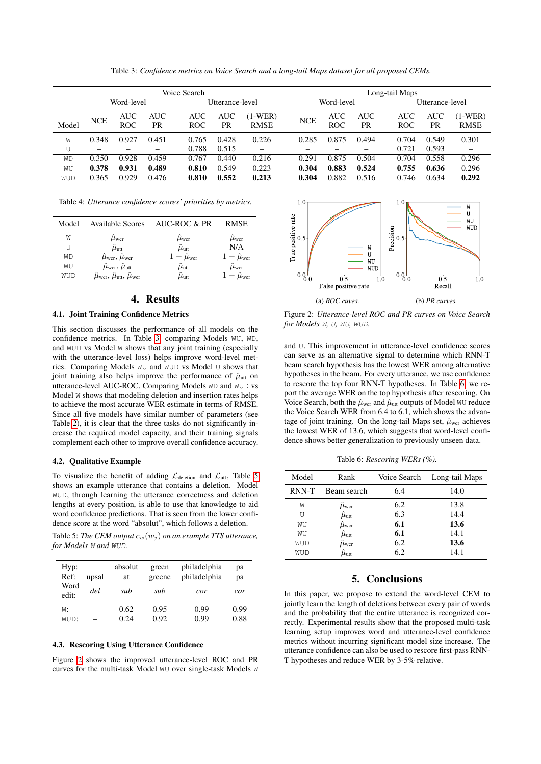Table 3: *Confidence metrics on Voice Search and a long-tail Maps dataset for all proposed CEMs.*

| | Voice Search | | | | | | Long-tail Maps | | | | | |
|---|---|---|---|---|---|---|---|---|---|---|---|---|
| | Word-level | | | Utterance-level | | | Word-level | | | Utterance-level | | |
| Model | NCE | AUC ROC | AUC PR | AUC ROC | AUC PR | (1-WER) RMSE | NCE | AUC ROC | AUC PR | AUC ROC | AUC PR | (1-WER) RMSE |
| W | 0.348 | 0.927 | 0.451 | 0.765 | 0.428 | 0.226 | 0.285 | 0.875 | 0.494 | 0.704 | 0.549 | 0.301 |
| U | – | – | – | 0.788 | 0.515 | – | – | – | – | 0.721 | 0.593 | – |
| WD | 0.350 | 0.928 | 0.459 | 0.767 | 0.440 | 0.216 | 0.291 | 0.875 | 0.504 | 0.704 | 0.558 | 0.296 |
| WU | **0.378** | **0.931** | **0.489** | **0.810** | 0.549 | 0.223 | **0.304** | **0.883** | **0.524** | **0.755** | **0.636** | 0.296 |
| WUD | 0.365 | 0.929 | 0.476 | **0.810** | **0.552** | **0.213** | **0.304** | 0.882 | 0.516 | 0.746 | 0.634 | **0.292** |

Table 4: *Utterance confidence scores' priorities by metrics.*

| Model | Available Scores | AUC-ROC & PR | RMSE |
|---|---|---|---|
| W | $\hat{\mu}_{\text{wer}}$ | $\hat{\mu}_{\text{wer}}$ | $\hat{\mu}_{\text{wer}}$ |
| U | $\hat{\mu}_{\text{utt}}$ | $\hat{\mu}_{\text{utt}}$ | N/A |
| WD | $\hat{\mu}_{\text{wcr}}$, $\hat{\mu}_{\text{wer}}$ | $1-\hat{\mu}_{\text{wer}}$ | $1-\hat{\mu}_{\text{wer}}$ |
| WU | $\hat{\mu}_{\text{wcr}}$, $\hat{\mu}_{\text{utt}}$ | $\hat{\mu}_{\text{utt}}$ | $\hat{\mu}_{\text{wcr}}$ |
| WUD | $\hat{\mu}_{\text{wcr}}$, $\hat{\mu}_{\text{utt}}$, $\hat{\mu}_{\text{wer}}$ | $\hat{\mu}_{\text{utt}}$ | $1-\hat{\mu}_{\text{wer}}$ |

## 4. Results

### 4.1. Joint Training Confidence Metrics

This section discusses the performance of all models on the confidence metrics. In Table 3, comparing Models WU, WD, and WUD vs Model W shows that any joint training (especially with the utterance-level loss) helps improve word-level metrics. Comparing Models WU and WUD vs Model U shows that joint training also helps improve the performance of $\hat{\mu}_{\text{utt}}$ on utterance-level AUC-ROC. Comparing Models WD and WUD vs Model W shows that modeling deletion and insertion rates helps to achieve the most accurate WER estimate in terms of RMSE. Since all five models have similar number of parameters (see Table 2), it is clear that the three tasks do not significantly increase the required model capacity, and their training signals complement each other to improve overall confidence accuracy.

### 4.2. Qualitative Example

To visualize the benefit of adding $\mathcal{L}_{\text{deletion}}$ and $\mathcal{L}_{\text{utt}}$, Table 5 shows an example utterance that contains a deletion. Model WUD, through learning the utterance correctness and deletion lengths at every position, is able to use that knowledge to aid word confidence predictions. That is seen from the lower confidence score at the word "absolut", which follows a deletion.

Table 5: *The CEM output $c_w(w_j)$ on an example TTS utterance, for Models W and WUD.*

| Hyp: | | absolut | green | philadelphia | pa |
|---|---|---|---|---|---|
| Ref: | upsal | at | greene | philadelphia | pa |
| Word edit: | *del* | *sub* | *sub* | *cor* | *cor* |
| W: | – | 0.62 | 0.95 | 0.99 | 0.99 |
| WUD: | – | 0.24 | 0.92 | 0.99 | 0.88 |

### 4.3. Rescoring Using Utterance Confidence

Figure 2 shows the improved utterance-level ROC and PR curves for the multi-task Model WU over single-task Models W and U. This improvement in utterance-level confidence scores can serve as an alternative signal to determine which RNN-T beam search hypothesis has the lowest WER among alternative hypotheses in the beam. For every utterance, we use confidence to rescore the top four RNN-T hypotheses. In Table 6, we report the average WER on the top hypothesis after rescoring. On Voice Search, both the $\hat{\mu}_{\text{wcr}}$ and $\hat{\mu}_{\text{utt}}$ outputs of Model WU reduce the Voice Search WER from 6.4 to 6.1, which shows the advantage of joint training. On the long-tail Maps set, $\hat{\mu}_{\text{wcr}}$ achieves the lowest WER of 13.6, which suggests that word-level confidence shows better generalization to previously unseen data.

(a) *ROC curves.* (b) *PR curves.*

Figure 2: *Utterance-level ROC and PR curves on Voice Search for Models W, U, WU, WUD.*

Table 6: *Rescoring WERs (%).*

| Model | Rank | Voice Search | Long-tail Maps |
|---|---|---|---|
| RNN-T | Beam search | 6.4 | 14.0 |
| W | $\hat{\mu}_{\text{wcr}}$ | 6.2 | 13.8 |
| U | $\hat{\mu}_{\text{utt}}$ | 6.3 | 14.4 |
| WU | $\hat{\mu}_{\text{wcr}}$ | **6.1** | **13.6** |
| WU | $\hat{\mu}_{\text{utt}}$ | **6.1** | 14.1 |
| WUD | $\hat{\mu}_{\text{wcr}}$ | 6.2 | **13.6** |
| WUD | $\hat{\mu}_{\text{utt}}$ | 6.2 | 14.1 |

## 5. Conclusions

In this paper, we propose to extend the word-level CEM to jointly learn the length of deletions between every pair of words and the probability that the entire utterance is recognized correctly. Experimental results show that the proposed multi-task learning setup improves word and utterance-level confidence metrics without incurring significant model size increase. The utterance confidence can also be used to rescore first-pass RNN-T hypotheses and reduce WER by 3-5% relative.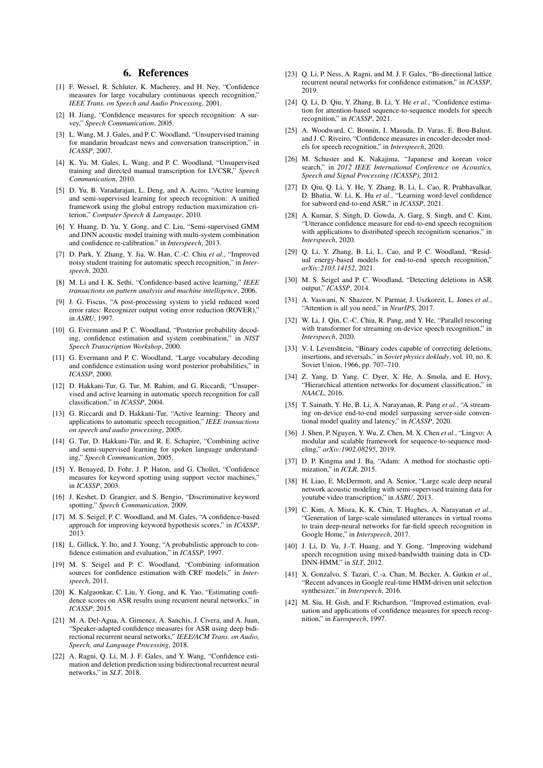## 6. References

[1] F. Wessel, R. Schluter, K. Macherey, and H. Ney, "Confidence measures for large vocabulary continuous speech recognition," *IEEE Trans. on Speech and Audio Processing*, 2001.

[2] H. Jiang, "Confidence measures for speech recognition: A survey," *Speech Communication*, 2005.

[3] L. Wang, M. J. Gales, and P. C. Woodland, "Unsupervised training for mandarin broadcast news and conversation transcription," in *ICASSP*, 2007.

[4] K. Yu, M. Gales, L. Wang, and P. C. Woodland, "Unsupervised training and directed manual transcription for LVCSR," *Speech Communication*, 2010.

[5] D. Yu, B. Varadarajan, L. Deng, and A. Acero, "Active learning and semi-supervised learning for speech recognition: A unified framework using the global entropy reduction maximization criterion," *Computer Speech & Language*, 2010.

[6] Y. Huang, D. Yu, Y. Gong, and C. Liu, "Semi-supervised GMM and DNN acoustic model training with multi-system combination and confidence re-calibration." in *Interspeech*, 2013.

[7] D. Park, Y. Zhang, Y. Jia, W. Han, C.-C. Chiu *et al.*, "Improved noisy student training for automatic speech recognition," in *Interspeech*, 2020.

[8] M. Li and I. K. Sethi, "Confidence-based active learning," *IEEE transactions on pattern analysis and machine intelligence*, 2006.

[9] J. G. Fiscus, "A post-processing system to yield reduced word error rates: Recognizer output voting error reduction (ROVER)," in *ASRU*, 1997.

[10] G. Evermann and P. C. Woodland, "Posterior probability decoding, confidence estimation and system combination," in *NIST Speech Transcription Workshop*, 2000.

[11] G. Evermann and P. C. Woodland, "Large vocabulary decoding and confidence estimation using word posterior probabilities," in *ICASSP*, 2000.

[12] D. Hakkani-Tur, G. Tur, M. Rahim, and G. Riccardi, "Unsupervised and active learning in automatic speech recognition for call classification," in *ICASSP*, 2004.

[13] G. Riccardi and D. Hakkani-Tur, "Active learning: Theory and applications to automatic speech recognition," *IEEE transactions on speech and audio processing*, 2005.

[14] G. Tur, D. Hakkani-Tür, and R. E. Schapire, "Combining active and semi-supervised learning for spoken language understanding," *Speech Communication*, 2005.

[15] Y. Benayed, D. Fohr, J. P. Haton, and G. Chollet, "Confidence measures for keyword spotting using support vector machines," in *ICASSP*, 2003.

[16] J. Keshet, D. Grangier, and S. Bengio, "Discriminative keyword spotting," *Speech Communication*, 2009.

[17] M. S. Seigel, P. C. Woodland, and M. Gales, "A confidence-based approach for improving keyword hypothesis scores," in *ICASSP*, 2013.

[18] L. Gillick, Y. Ito, and J. Young, "A probabilistic approach to confidence estimation and evaluation," in *ICASSP*, 1997.

[19] M. S. Seigel and P. C. Woodland, "Combining information sources for confidence estimation with CRF models," in *Interspeech*, 2011.

[20] K. Kalgaonkar, C. Liu, Y. Gong, and K. Yao, "Estimating confidence scores on ASR results using recurrent neural networks," in *ICASSP*, 2015.

[21] M. A. Del-Agua, A. Gimenez, A. Sanchis, J. Civera, and A. Juan, "Speaker-adapted confidence measures for ASR using deep bidirectional recurrent neural networks," *IEEE/ACM Trans. on Audio, Speech, and Language Processing*, 2018.

[22] A. Ragni, Q. Li, M. J. F. Gales, and Y. Wang, "Confidence estimation and deletion prediction using bidirectional recurrent neural networks," in *SLT*, 2018.

[23] Q. Li, P. Ness, A. Ragni, and M. J. F. Gales, "Bi-directional lattice recurrent neural networks for confidence estimation," in *ICASSP*, 2019.

[24] Q. Li, D. Qiu, Y. Zhang, B. Li, Y. He *et al.*, "Confidence estimation for attention-based sequence-to-sequence models for speech recognition," in *ICASSP*, 2021.

[25] A. Woodward, C. Bonnín, I. Masuda, D. Varas, E. Bou-Balust, and J. C. Riveiro, "Confidence measures in encoder-decoder models for speech recognition," in *Interspeech*, 2020.

[26] M. Schuster and K. Nakajima, "Japanese and korean voice search," in *2012 IEEE International Conference on Acoustics, Speech and Signal Processing (ICASSP)*, 2012.

[27] D. Qiu, Q. Li, Y. He, Y. Zhang, B. Li, L. Cao, R. Prabhavalkar, D. Bhatia, W. Li, K. Hu *et al.*, "Learning word-level confidence for subword end-to-end ASR," in *ICASSP*, 2021.

[28] A. Kumar, S. Singh, D. Gowda, A. Garg, S. Singh, and C. Kim, "Utterance confidence measure for end-to-end speech recognition with applications to distributed speech recognition scenarios," in *Interspeech*, 2020.

[29] Q. Li, Y. Zhang, B. Li, L. Cao, and P. C. Woodland, "Residual energy-based models for end-to-end speech recognition," *arXiv:2103.14152*, 2021.

[30] M. S. Seigel and P. C. Woodland, "Detecting deletions in ASR output," *ICASSP*, 2014.

[31] A. Vaswani, N. Shazeer, N. Parmar, J. Uszkoreit, L. Jones *et al.*, "Attention is all you need," in *NeurIPS*, 2017.

[32] W. Li, J. Qin, C.-C. Chiu, R. Pang, and Y. He, "Parallel rescoring with transformer for streaming on-device speech recognition," in *Interspeech*, 2020.

[33] V. I. Levenshtein, "Binary codes capable of correcting deletions, insertions, and reversals," in *Soviet physics doklady*, vol. 10, no. 8. Soviet Union, 1966, pp. 707–710.

[34] Z. Yang, D. Yang, C. Dyer, X. He, A. Smola, and E. Hovy, "Hierarchical attention networks for document classification," in *NAACL*, 2016.

[35] T. Sainath, Y. He, B. Li, A. Narayanan, R. Pang *et al.*, "A streaming on-device end-to-end model surpassing server-side conventional model quality and latency," in *ICASSP*, 2020.

[36] J. Shen, P. Nguyen, Y. Wu, Z. Chen, M. X. Chen *et al.*, "Lingvo: A modular and scalable framework for sequence-to-sequence modeling," *arXiv:1902.08295*, 2019.

[37] D. P. Kingma and J. Ba, "Adam: A method for stochastic optimization," in *ICLR*, 2015.

[38] H. Liao, E. McDermott, and A. Senior, "Large scale deep neural network acoustic modeling with semi-supervised training data for youtube video transcription," in *ASRU*, 2013.

[39] C. Kim, A. Misra, K. K. Chin, T. Hughes, A. Narayanan *et al.*, "Generation of large-scale simulated utterances in virtual rooms to train deep-neural networks for far-field speech recognition in Google Home," in *Interspeech*, 2017.

[40] J. Li, D. Yu, J.-T. Huang, and Y. Gong, "Improving wideband speech recognition using mixed-bandwidth training data in CD-DNN-HMM," in *SLT*, 2012.

[41] X. Gonzalvo, S. Tazari, C.-a. Chan, M. Becker, A. Gutkin *et al.*, "Recent advances in Google real-time HMM-driven unit selection synthesizer," in *Interspeech*, 2016.

[42] M. Siu, H. Gish, and F. Richardson, "Improved estimation, evaluation and applications of confidence measures for speech recognition," in *Eurospeech*, 1997.